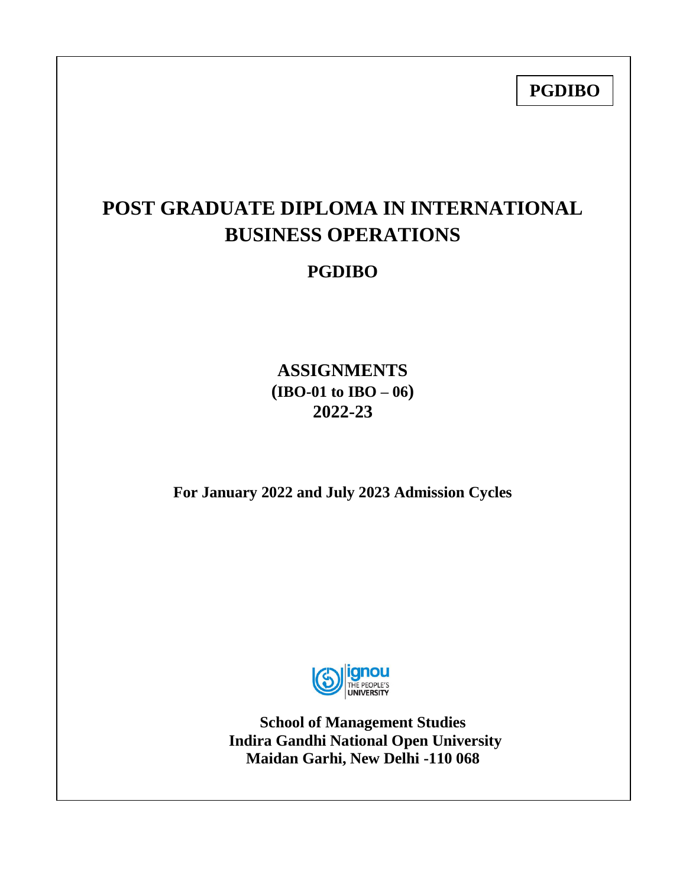**PGDIBO**

# POST GRADUATE DIPLOMA IN INTERNATIONAL BUSINESS OPERATIONS

## PGDIBO

## ASSIGNMENTS
**(IBO-01 to IBO – 06)**
**2022-23**

**For January 2022 and July 2023 Admission Cycles**

**School of Management Studies**
**Indira Gandhi National Open University**
**Maidan Garhi, New Delhi -110 068**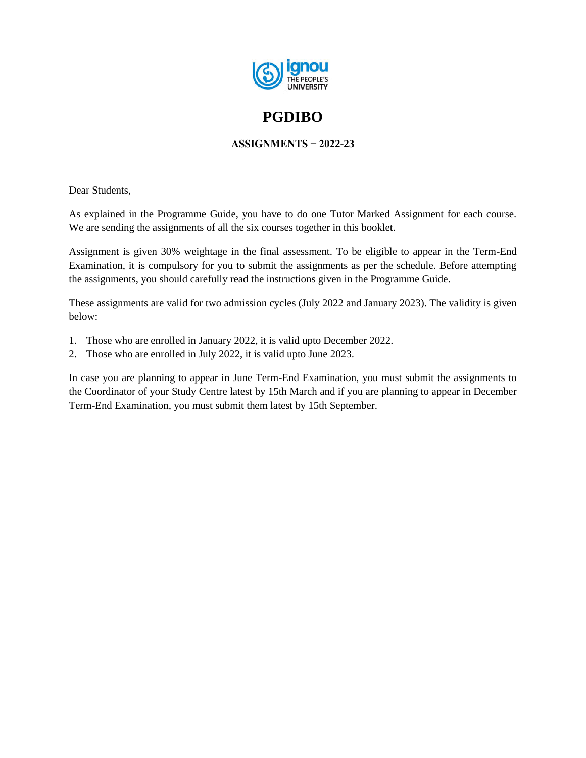# PGDIBO

### ASSIGNMENTS − 2022-23

Dear Students,

As explained in the Programme Guide, you have to do one Tutor Marked Assignment for each course. We are sending the assignments of all the six courses together in this booklet.

Assignment is given 30% weightage in the final assessment. To be eligible to appear in the Term-End Examination, it is compulsory for you to submit the assignments as per the schedule. Before attempting the assignments, you should carefully read the instructions given in the Programme Guide.

These assignments are valid for two admission cycles (July 2022 and January 2023). The validity is given below:

1. Those who are enrolled in January 2022, it is valid upto December 2022.
2. Those who are enrolled in July 2022, it is valid upto June 2023.

In case you are planning to appear in June Term-End Examination, you must submit the assignments to the Coordinator of your Study Centre latest by 15th March and if you are planning to appear in December Term-End Examination, you must submit them latest by 15th September.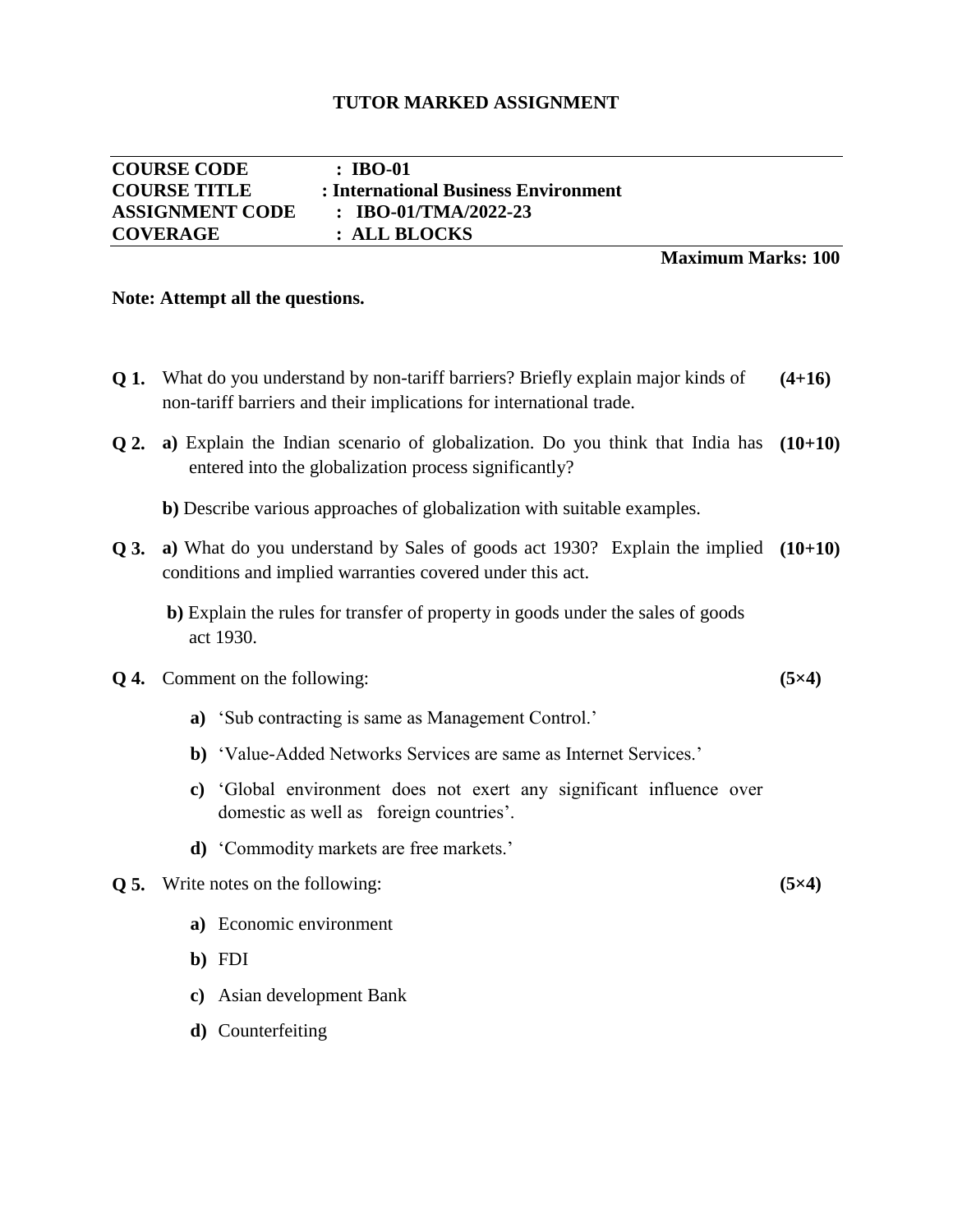# TUTOR MARKED ASSIGNMENT

| | |
|---|---|
| **COURSE CODE** | **: IBO-01** |
| **COURSE TITLE** | **: International Business Environment** |
| **ASSIGNMENT CODE** | **: IBO-01/TMA/2022-23** |
| **COVERAGE** | **: ALL BLOCKS** |

**Maximum Marks: 100**

**Note: Attempt all the questions.**

**Q 1.** What do you understand by non-tariff barriers? Briefly explain major kinds of non-tariff barriers and their implications for international trade. **(4+16)**

**Q 2.** **a)** Explain the Indian scenario of globalization. Do you think that India has entered into the globalization process significantly? **(10+10)**

**b)** Describe various approaches of globalization with suitable examples.

**Q 3.** **a)** What do you understand by Sales of goods act 1930? Explain the implied conditions and implied warranties covered under this act. **(10+10)**

**b)** Explain the rules for transfer of property in goods under the sales of goods act 1930.

**Q 4.** Comment on the following: **(5×4)**

- **a)** 'Sub contracting is same as Management Control.'
- **b)** 'Value-Added Networks Services are same as Internet Services.'
- **c)** 'Global environment does not exert any significant influence over domestic as well as foreign countries'.
- **d)** 'Commodity markets are free markets.'

**Q 5.** Write notes on the following: **(5×4)**

- **a)** Economic environment
- **b)** FDI
- **c)** Asian development Bank
- **d)** Counterfeiting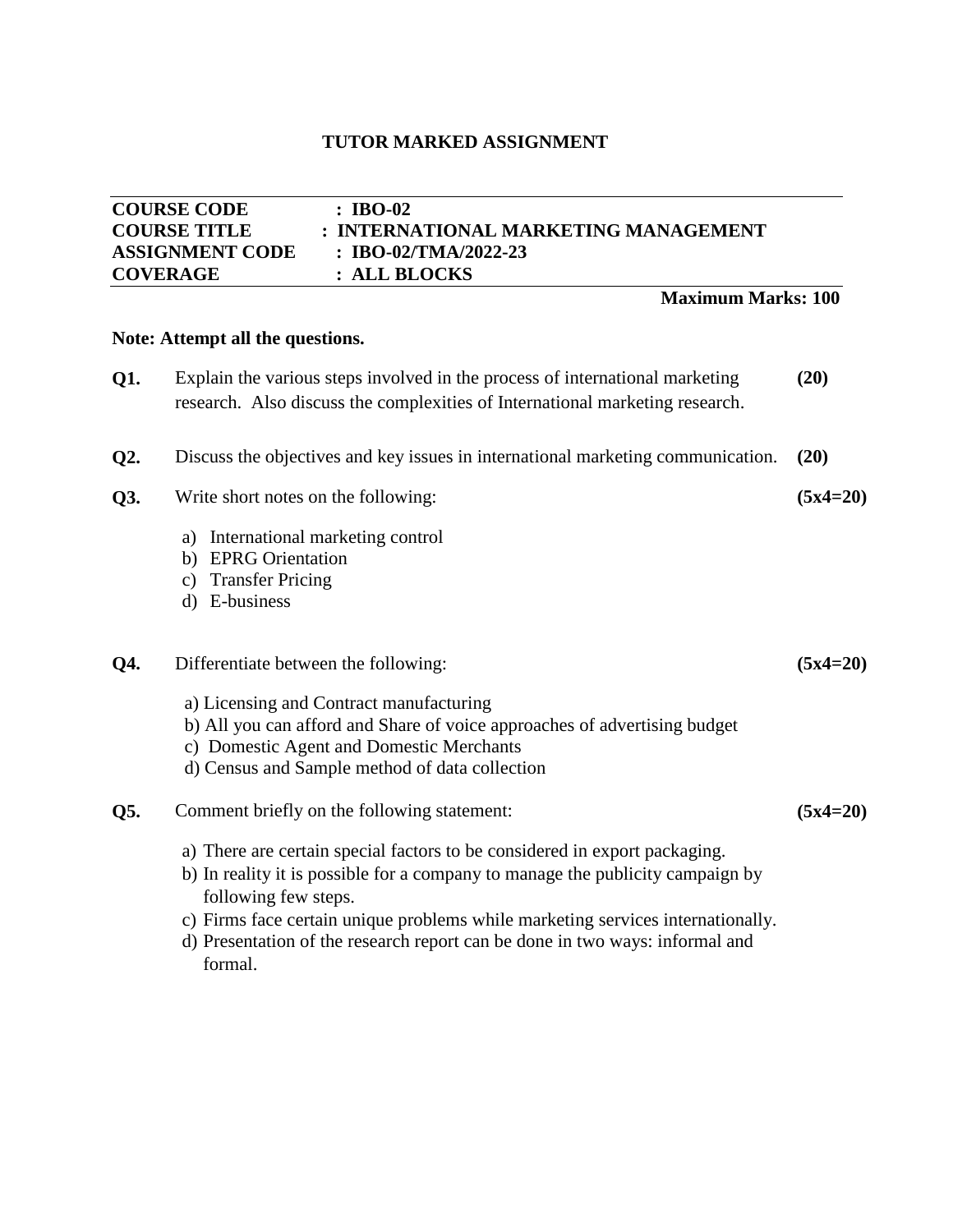# TUTOR MARKED ASSIGNMENT

| | |
|---|---|
| **COURSE CODE** | **: IBO-02** |
| **COURSE TITLE** | **: INTERNATIONAL MARKETING MANAGEMENT** |
| **ASSIGNMENT CODE** | **: IBO-02/TMA/2022-23** |
| **COVERAGE** | **: ALL BLOCKS** |

**Maximum Marks: 100**

**Note: Attempt all the questions.**

**Q1.** Explain the various steps involved in the process of international marketing research. Also discuss the complexities of International marketing research. **(20)**

**Q2.** Discuss the objectives and key issues in international marketing communication. **(20)**

**Q3.** Write short notes on the following: **(5x4=20)**

a) International marketing control
b) EPRG Orientation
c) Transfer Pricing
d) E-business

**Q4.** Differentiate between the following: **(5x4=20)**

a) Licensing and Contract manufacturing
b) All you can afford and Share of voice approaches of advertising budget
c) Domestic Agent and Domestic Merchants
d) Census and Sample method of data collection

**Q5.** Comment briefly on the following statement: **(5x4=20)**

a) There are certain special factors to be considered in export packaging.
b) In reality it is possible for a company to manage the publicity campaign by following few steps.
c) Firms face certain unique problems while marketing services internationally.
d) Presentation of the research report can be done in two ways: informal and formal.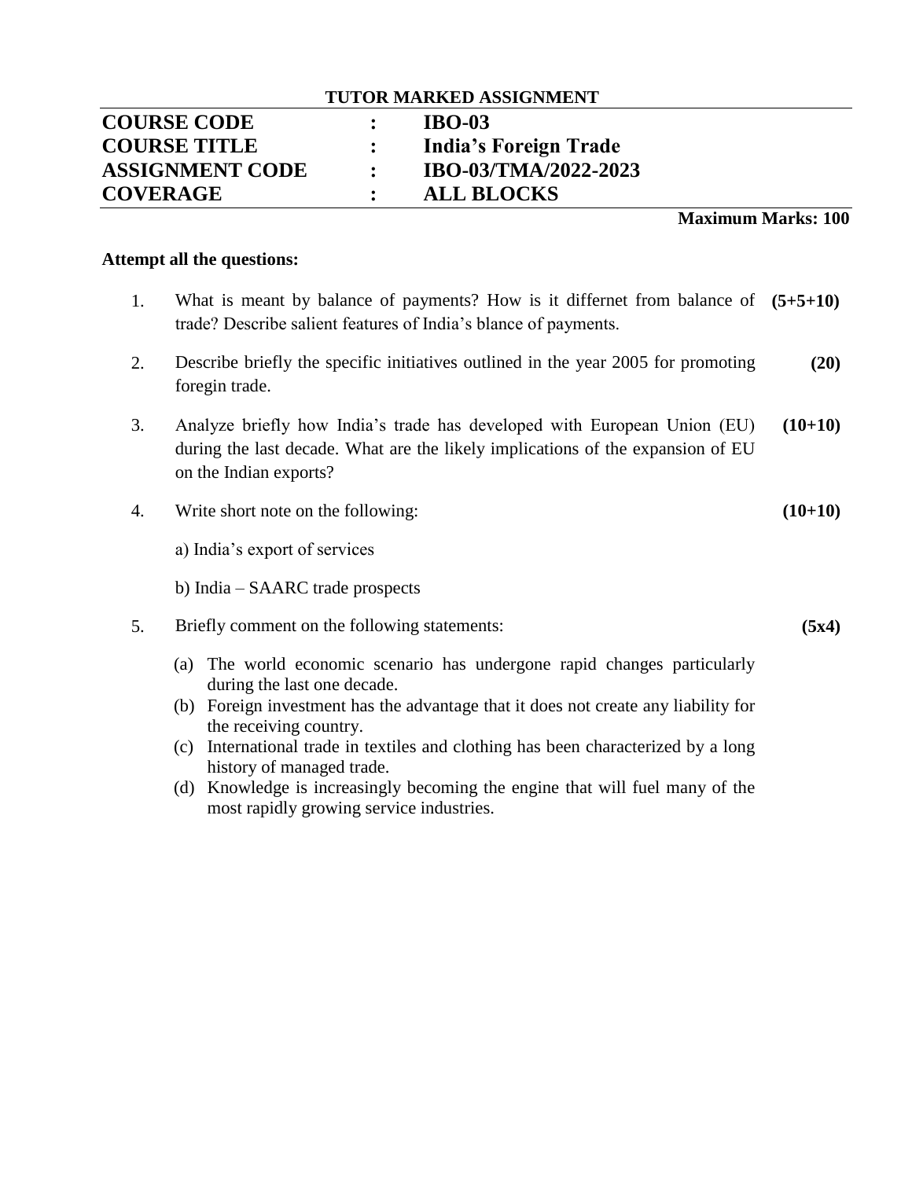**TUTOR MARKED ASSIGNMENT**

| | | |
|---|---|---|
| **COURSE CODE** | **:** | **IBO-03** |
| **COURSE TITLE** | **:** | **India's Foreign Trade** |
| **ASSIGNMENT CODE** | **:** | **IBO-03/TMA/2022-2023** |
| **COVERAGE** | **:** | **ALL BLOCKS** |

**Maximum Marks: 100**

**Attempt all the questions:**

1. What is meant by balance of payments? How is it differnet from balance of trade? Describe salient features of India's blance of payments. **(5+5+10)**

2. Describe briefly the specific initiatives outlined in the year 2005 for promoting foregin trade. **(20)**

3. Analyze briefly how India's trade has developed with European Union (EU) during the last decade. What are the likely implications of the expansion of EU on the Indian exports? **(10+10)**

4. Write short note on the following: **(10+10)**

   a) India's export of services

   b) India – SAARC trade prospects

5. Briefly comment on the following statements: **(5x4)**

   (a) The world economic scenario has undergone rapid changes particularly during the last one decade.
   
   (b) Foreign investment has the advantage that it does not create any liability for the receiving country.
   
   (c) International trade in textiles and clothing has been characterized by a long history of managed trade.
   
   (d) Knowledge is increasingly becoming the engine that will fuel many of the most rapidly growing service industries.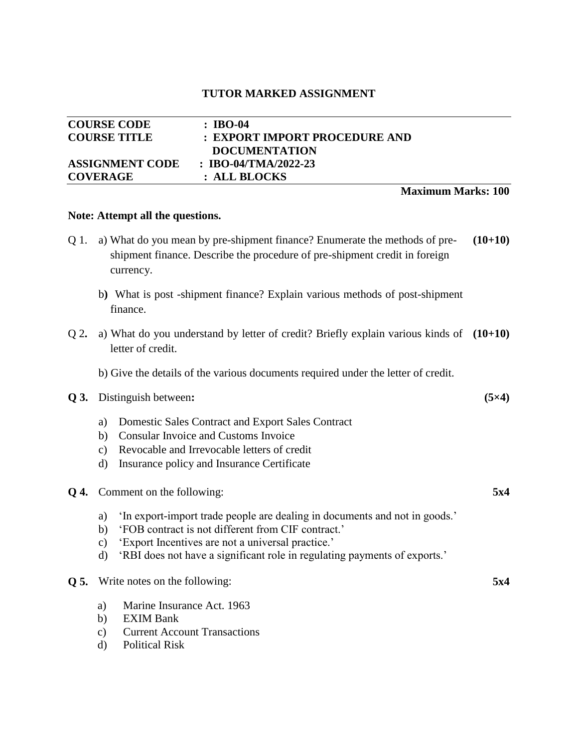# TUTOR MARKED ASSIGNMENT

| | |
|---|---|
| **COURSE CODE** | **: IBO-04** |
| **COURSE TITLE** | **: EXPORT IMPORT PROCEDURE AND DOCUMENTATION** |
| **ASSIGNMENT CODE** | **: IBO-04/TMA/2022-23** |
| **COVERAGE** | **: ALL BLOCKS** |

**Maximum Marks: 100**

**Note: Attempt all the questions.**

Q 1. a) What do you mean by pre-shipment finance? Enumerate the methods of pre-shipment finance. Describe the procedure of pre-shipment credit in foreign currency. **(10+10)**

b) What is post -shipment finance? Explain various methods of post-shipment finance.

Q 2. a) What do you understand by letter of credit? Briefly explain various kinds of letter of credit. **(10+10)**

b) Give the details of the various documents required under the letter of credit.

**Q 3.** Distinguish between**:** **(5×4)**

a) Domestic Sales Contract and Export Sales Contract
b) Consular Invoice and Customs Invoice
c) Revocable and Irrevocable letters of credit
d) Insurance policy and Insurance Certificate

**Q 4.** Comment on the following: **5x4**

a) 'In export-import trade people are dealing in documents and not in goods.'
b) 'FOB contract is not different from CIF contract.'
c) 'Export Incentives are not a universal practice.'
d) 'RBI does not have a significant role in regulating payments of exports.'

**Q 5.** Write notes on the following: **5x4**

a) Marine Insurance Act. 1963
b) EXIM Bank
c) Current Account Transactions
d) Political Risk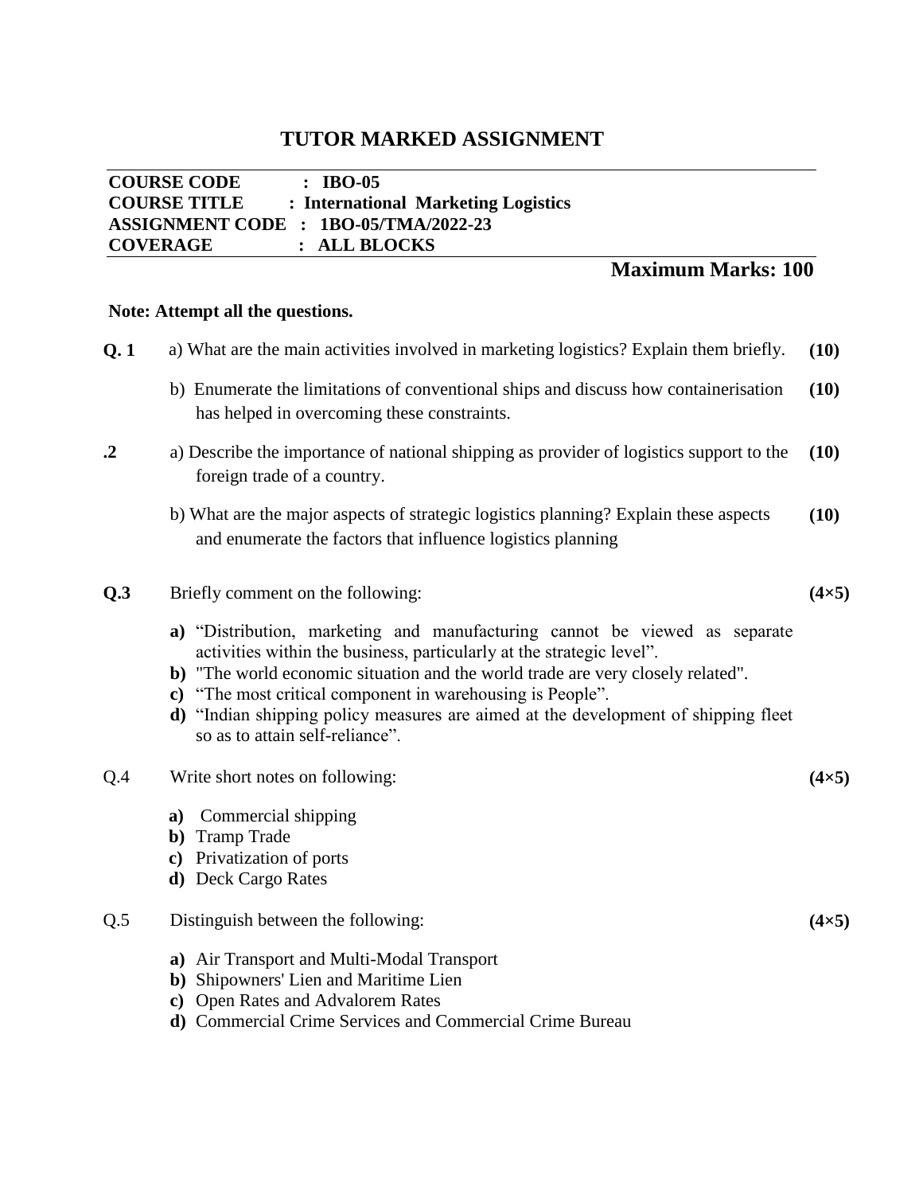# TUTOR MARKED ASSIGNMENT

**COURSE CODE : IBO-05**
**COURSE TITLE : International Marketing Logistics**
**ASSIGNMENT CODE : 1BO-05/TMA/2022-23**
**COVERAGE : ALL BLOCKS**

**Maximum Marks: 100**

**Note: Attempt all the questions.**

**Q. 1** a) What are the main activities involved in marketing logistics? Explain them briefly. **(10)**

b) Enumerate the limitations of conventional ships and discuss how containerisation has helped in overcoming these constraints. **(10)**

**.2** a) Describe the importance of national shipping as provider of logistics support to the foreign trade of a country. **(10)**

b) What are the major aspects of strategic logistics planning? Explain these aspects and enumerate the factors that influence logistics planning **(10)**

**Q.3** Briefly comment on the following: **(4×5)**

**a)** "Distribution, marketing and manufacturing cannot be viewed as separate activities within the business, particularly at the strategic level".
**b)** "The world economic situation and the world trade are very closely related".
**c)** "The most critical component in warehousing is People".
**d)** "Indian shipping policy measures are aimed at the development of shipping fleet so as to attain self-reliance".

Q.4 Write short notes on following: **(4×5)**

**a)** Commercial shipping
**b)** Tramp Trade
**c)** Privatization of ports
**d)** Deck Cargo Rates

Q.5 Distinguish between the following: **(4×5)**

**a)** Air Transport and Multi-Modal Transport
**b)** Shipowners' Lien and Maritime Lien
**c)** Open Rates and Advalorem Rates
**d)** Commercial Crime Services and Commercial Crime Bureau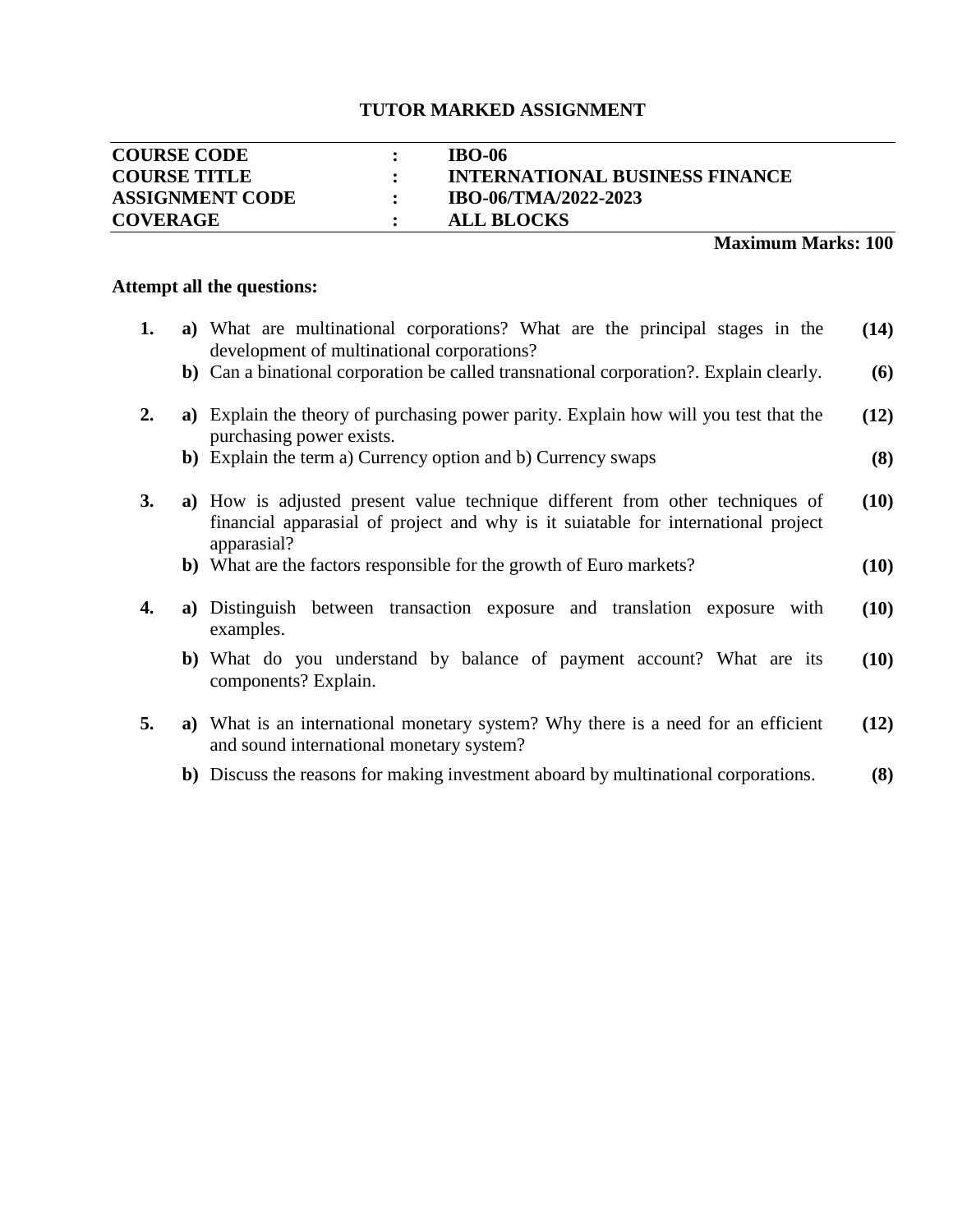# TUTOR MARKED ASSIGNMENT

| | | |
|---|---|---|
| **COURSE CODE** | **:** | **IBO-06** |
| **COURSE TITLE** | **:** | **INTERNATIONAL BUSINESS FINANCE** |
| **ASSIGNMENT CODE** | **:** | **IBO-06/TMA/2022-2023** |
| **COVERAGE** | **:** | **ALL BLOCKS** |

**Maximum Marks: 100**

**Attempt all the questions:**

**1.** **a)** What are multinational corporations? What are the principal stages in the development of multinational corporations? **(14)**

**b)** Can a binational corporation be called transnational corporation?. Explain clearly. **(6)**

**2.** **a)** Explain the theory of purchasing power parity. Explain how will you test that the purchasing power exists. **(12)**

**b)** Explain the term a) Currency option and b) Currency swaps **(8)**

**3.** **a)** How is adjusted present value technique different from other techniques of financial apparasial of project and why is it suiatable for international project apparasial? **(10)**

**b)** What are the factors responsible for the growth of Euro markets? **(10)**

**4.** **a)** Distinguish between transaction exposure and translation exposure with examples. **(10)**

**b)** What do you understand by balance of payment account? What are its components? Explain. **(10)**

**5.** **a)** What is an international monetary system? Why there is a need for an efficient and sound international monetary system? **(12)**

**b)** Discuss the reasons for making investment aboard by multinational corporations. **(8)**